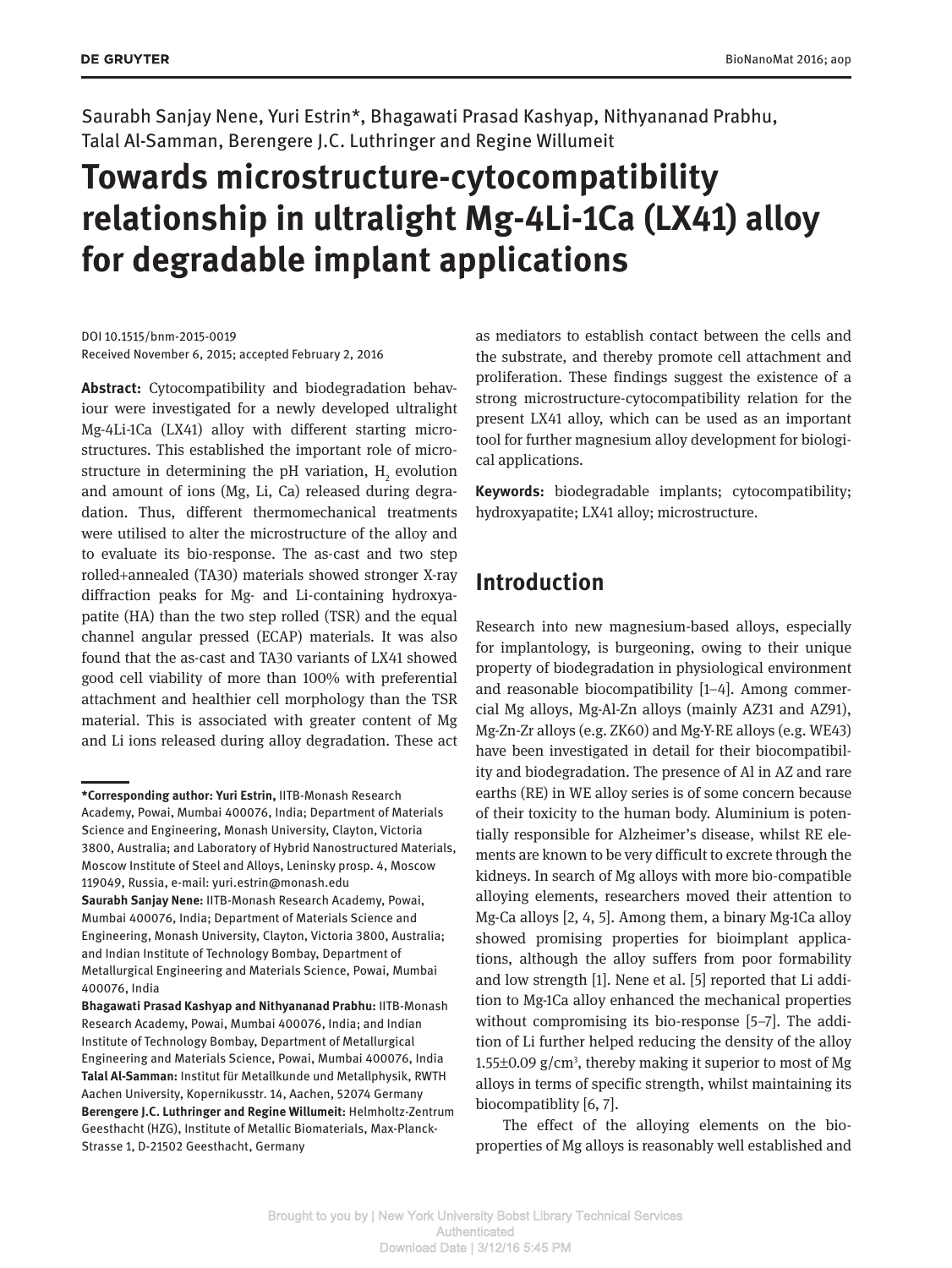Saurabh Sanjay Nene, Yuri Estrin*, Bhagawati Prasad Kashyap, Nithyananad Prabhu, Talal Al-Samman, Berengere J.C. Luthringer and Regine Willumeit

# Towards microstructure-cytocompatibility relationship in ultralight Mg-4Li-1Ca (LX41) alloy for degradable implant applications

DOI 10.1515/bnm-2015-0019
Received November 6, 2015; accepted February 2, 2016

**Abstract:** Cytocompatibility and biodegradation behaviour were investigated for a newly developed ultralight Mg-4Li-1Ca (LX41) alloy with different starting microstructures. This established the important role of microstructure in determining the pH variation, $H_2$ evolution and amount of ions (Mg, Li, Ca) released during degradation. Thus, different thermomechanical treatments were utilised to alter the microstructure of the alloy and to evaluate its bio-response. The as-cast and two step rolled+annealed (TA30) materials showed stronger X-ray diffraction peaks for Mg- and Li-containing hydroxyapatite (HA) than the two step rolled (TSR) and the equal channel angular pressed (ECAP) materials. It was also found that the as-cast and TA30 variants of LX41 showed good cell viability of more than 100% with preferential attachment and healthier cell morphology than the TSR material. This is associated with greater content of Mg and Li ions released during alloy degradation. These act as mediators to establish contact between the cells and the substrate, and thereby promote cell attachment and proliferation. These findings suggest the existence of a strong microstructure-cytocompatibility relation for the present LX41 alloy, which can be used as an important tool for further magnesium alloy development for biological applications.

**Keywords:** biodegradable implants; cytocompatibility; hydroxyapatite; LX41 alloy; microstructure.

**\*Corresponding author: Yuri Estrin,** IITB-Monash Research Academy, Powai, Mumbai 400076, India; Department of Materials Science and Engineering, Monash University, Clayton, Victoria 3800, Australia; and Laboratory of Hybrid Nanostructured Materials, Moscow Institute of Steel and Alloys, Leninsky prosp. 4, Moscow 119049, Russia, e-mail: yuri.estrin@monash.edu
**Saurabh Sanjay Nene:** IITB-Monash Research Academy, Powai, Mumbai 400076, India; Department of Materials Science and Engineering, Monash University, Clayton, Victoria 3800, Australia; and Indian Institute of Technology Bombay, Department of Metallurgical Engineering and Materials Science, Powai, Mumbai 400076, India
**Bhagawati Prasad Kashyap and Nithyananad Prabhu:** IITB-Monash Research Academy, Powai, Mumbai 400076, India; and Indian Institute of Technology Bombay, Department of Metallurgical Engineering and Materials Science, Powai, Mumbai 400076, India
**Talal Al-Samman:** Institut für Metallkunde und Metallphysik, RWTH Aachen University, Kopernikusstr. 14, Aachen, 52074 Germany
**Berengere J.C. Luthringer and Regine Willumeit:** Helmholtz-Zentrum Geesthacht (HZG), Institute of Metallic Biomaterials, Max-Planck-Strasse 1, D-21502 Geesthacht, Germany

## Introduction

Research into new magnesium-based alloys, especially for implantology, is burgeoning, owing to their unique property of biodegradation in physiological environment and reasonable biocompatibility [1–4]. Among commercial Mg alloys, Mg-Al-Zn alloys (mainly AZ31 and AZ91), Mg-Zn-Zr alloys (e.g. ZK60) and Mg-Y-RE alloys (e.g. WE43) have been investigated in detail for their biocompatibility and biodegradation. The presence of Al in AZ and rare earths (RE) in WE alloy series is of some concern because of their toxicity to the human body. Aluminium is potentially responsible for Alzheimer's disease, whilst RE elements are known to be very difficult to excrete through the kidneys. In search of Mg alloys with more bio-compatible alloying elements, researchers moved their attention to Mg-Ca alloys [2, 4, 5]. Among them, a binary Mg-1Ca alloy showed promising properties for bioimplant applications, although the alloy suffers from poor formability and low strength [1]. Nene et al. [5] reported that Li addition to Mg-1Ca alloy enhanced the mechanical properties without compromising its bio-response [5–7]. The addition of Li further helped reducing the density of the alloy 1.55±0.09 g/cm$^3$, thereby making it superior to most of Mg alloys in terms of specific strength, whilst maintaining its biocompatiblity [6, 7].

The effect of the alloying elements on the bio-properties of Mg alloys is reasonably well established and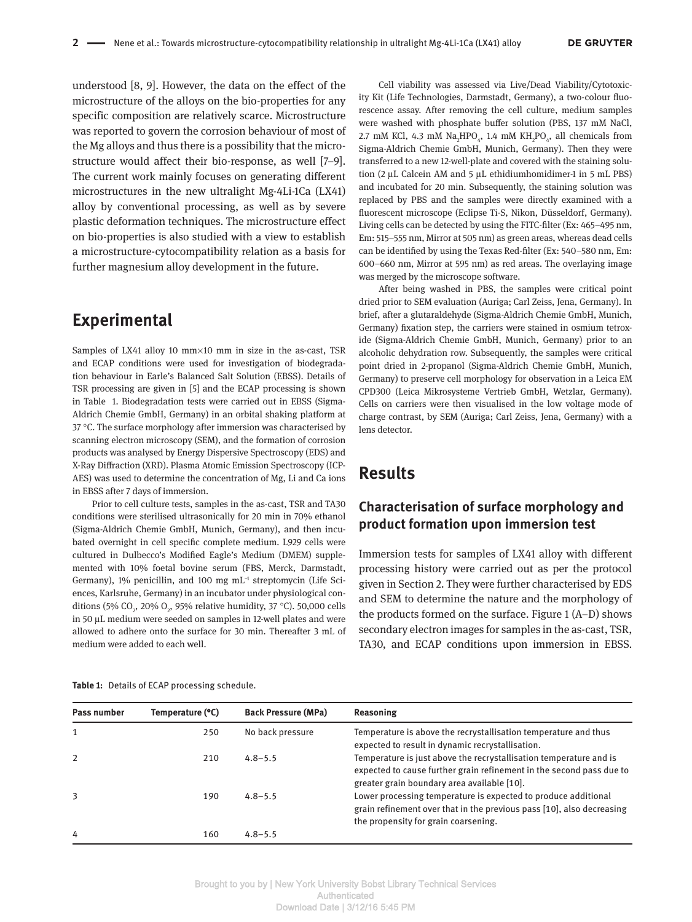understood [8, 9]. However, the data on the effect of the microstructure of the alloys on the bio-properties for any specific composition are relatively scarce. Microstructure was reported to govern the corrosion behaviour of most of the Mg alloys and thus there is a possibility that the microstructure would affect their bio-response, as well [7–9]. The current work mainly focuses on generating different microstructures in the new ultralight Mg-4Li-1Ca (LX41) alloy by conventional processing, as well as by severe plastic deformation techniques. The microstructure effect on bio-properties is also studied with a view to establish a microstructure-cytocompatibility relation as a basis for further magnesium alloy development in the future.

# Experimental

Samples of LX41 alloy 10 mm×10 mm in size in the as-cast, TSR and ECAP conditions were used for investigation of biodegradation behaviour in Earle's Balanced Salt Solution (EBSS). Details of TSR processing are given in [5] and the ECAP processing is shown in Table 1. Biodegradation tests were carried out in EBSS (Sigma-Aldrich Chemie GmbH, Germany) in an orbital shaking platform at 37 °C. The surface morphology after immersion was characterised by scanning electron microscopy (SEM), and the formation of corrosion products was analysed by Energy Dispersive Spectroscopy (EDS) and X-Ray Diffraction (XRD). Plasma Atomic Emission Spectroscopy (ICP-AES) was used to determine the concentration of Mg, Li and Ca ions in EBSS after 7 days of immersion.

Prior to cell culture tests, samples in the as-cast, TSR and TA30 conditions were sterilised ultrasonically for 20 min in 70% ethanol (Sigma-Aldrich Chemie GmbH, Munich, Germany), and then incubated overnight in cell specific complete medium. L929 cells were cultured in Dulbecco's Modified Eagle's Medium (DMEM) supplemented with 10% foetal bovine serum (FBS, Merck, Darmstadt, Germany), 1% penicillin, and 100 mg mL$^{-1}$ streptomycin (Life Sciences, Karlsruhe, Germany) in an incubator under physiological conditions (5% $CO_2$, 20% $O_2$, 95% relative humidity, 37 °C). 50,000 cells in 50 µL medium were seeded on samples in 12-well plates and were allowed to adhere onto the surface for 30 min. Thereafter 3 mL of medium were added to each well.

Cell viability was assessed via Live/Dead Viability/Cytotoxicity Kit (Life Technologies, Darmstadt, Germany), a two-colour fluorescence assay. After removing the cell culture, medium samples were washed with phosphate buffer solution (PBS, 137 mM NaCl, 2.7 mM KCl, 4.3 mM $Na_2HPO_4$, 1.4 mM $KH_2PO_4$, all chemicals from Sigma-Aldrich Chemie GmbH, Munich, Germany). Then they were transferred to a new 12-well-plate and covered with the staining solution (2 µL Calcein AM and 5 µL ethidiumhomidimer-1 in 5 mL PBS) and incubated for 20 min. Subsequently, the staining solution was replaced by PBS and the samples were directly examined with a fluorescent microscope (Eclipse Ti-S, Nikon, Düsseldorf, Germany). Living cells can be detected by using the FITC-filter (Ex: 465–495 nm, Em: 515–555 nm, Mirror at 505 nm) as green areas, whereas dead cells can be identified by using the Texas Red-filter (Ex: 540–580 nm, Em: 600–660 nm, Mirror at 595 nm) as red areas. The overlaying image was merged by the microscope software.

After being washed in PBS, the samples were critical point dried prior to SEM evaluation (Auriga; Carl Zeiss, Jena, Germany). In brief, after a glutaraldehyde (Sigma-Aldrich Chemie GmbH, Munich, Germany) fixation step, the carriers were stained in osmium tetroxide (Sigma-Aldrich Chemie GmbH, Munich, Germany) prior to an alcoholic dehydration row. Subsequently, the samples were critical point dried in 2-propanol (Sigma-Aldrich Chemie GmbH, Munich, Germany) to preserve cell morphology for observation in a Leica EM CPD300 (Leica Mikrosysteme Vertrieb GmbH, Wetzlar, Germany). Cells on carriers were then visualised in the low voltage mode of charge contrast, by SEM (Auriga; Carl Zeiss, Jena, Germany) with a lens detector.

# Results

## Characterisation of surface morphology and product formation upon immersion test

Immersion tests for samples of LX41 alloy with different processing history were carried out as per the protocol given in Section 2. They were further characterised by EDS and SEM to determine the nature and the morphology of the products formed on the surface. Figure 1 (A–D) shows secondary electron images for samples in the as-cast, TSR, TA30, and ECAP conditions upon immersion in EBSS.

**Table 1:** Details of ECAP processing schedule.

| Pass number | Temperature (°C) | Back Pressure (MPa) | Reasoning |
|---|---|---|---|
| 1 | 250 | No back pressure | Temperature is above the recrystallisation temperature and thus expected to result in dynamic recrystallisation. |
| 2 | 210 | 4.8–5.5 | Temperature is just above the recrystallisation temperature and is expected to cause further grain refinement in the second pass due to greater grain boundary area available [10]. |
| 3 | 190 | 4.8–5.5 | Lower processing temperature is expected to produce additional grain refinement over that in the previous pass [10], also decreasing the propensity for grain coarsening. |
| 4 | 160 | 4.8–5.5 | |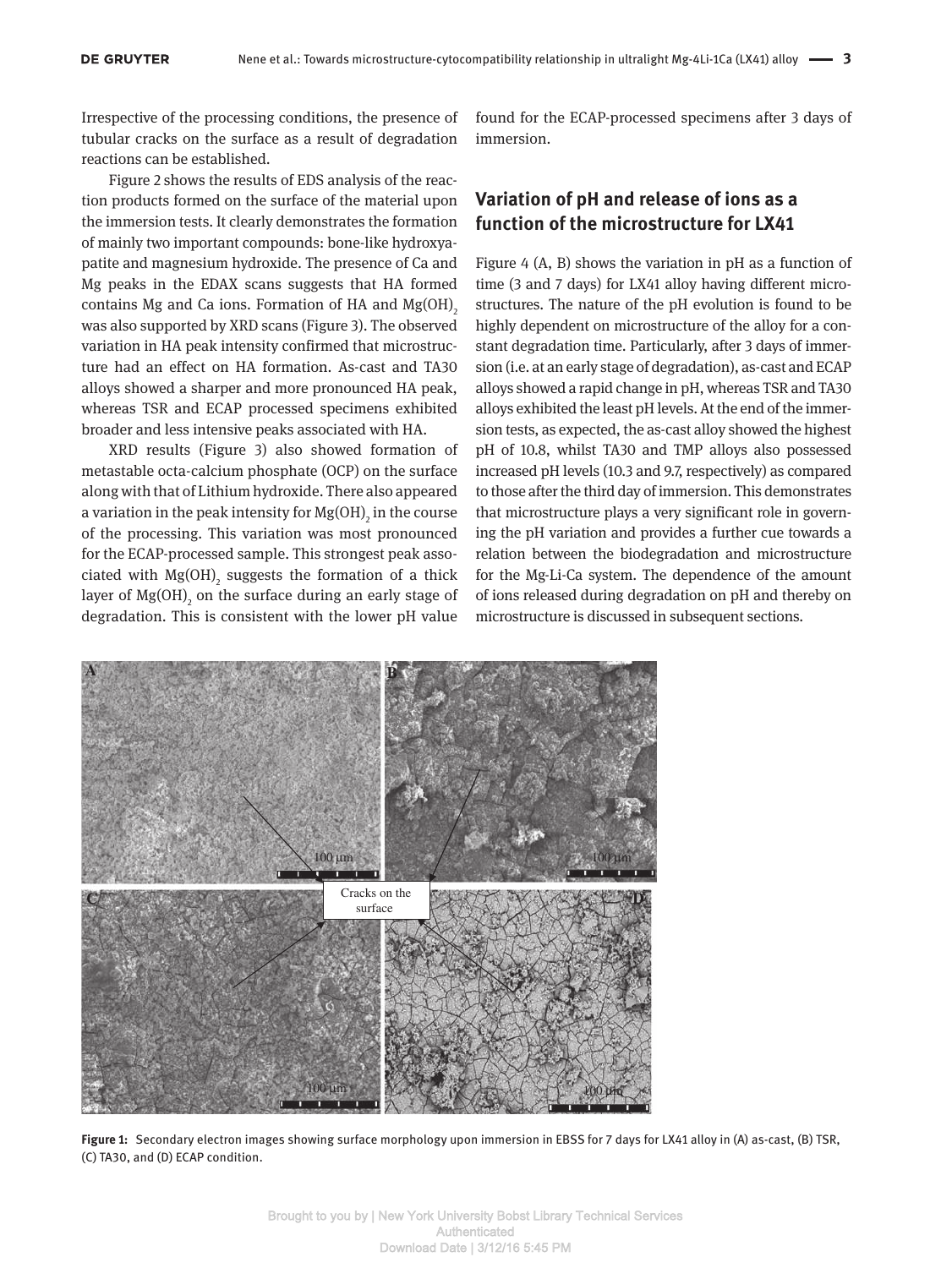Irrespective of the processing conditions, the presence of tubular cracks on the surface as a result of degradation reactions can be established.

Figure 2 shows the results of EDS analysis of the reaction products formed on the surface of the material upon the immersion tests. It clearly demonstrates the formation of mainly two important compounds: bone-like hydroxyapatite and magnesium hydroxide. The presence of Ca and Mg peaks in the EDAX scans suggests that HA formed contains Mg and Ca ions. Formation of HA and $Mg(OH)_2$ was also supported by XRD scans (Figure 3). The observed variation in HA peak intensity confirmed that microstructure had an effect on HA formation. As-cast and TA30 alloys showed a sharper and more pronounced HA peak, whereas TSR and ECAP processed specimens exhibited broader and less intensive peaks associated with HA.

XRD results (Figure 3) also showed formation of metastable octa-calcium phosphate (OCP) on the surface along with that of Lithium hydroxide. There also appeared a variation in the peak intensity for $Mg(OH)_2$ in the course of the processing. This variation was most pronounced for the ECAP-processed sample. This strongest peak associated with $Mg(OH)_2$ suggests the formation of a thick layer of $Mg(OH)_2$ on the surface during an early stage of degradation. This is consistent with the lower pH value found for the ECAP-processed specimens after 3 days of immersion.

## Variation of pH and release of ions as a function of the microstructure for LX41

Figure 4 (A, B) shows the variation in pH as a function of time (3 and 7 days) for LX41 alloy having different microstructures. The nature of the pH evolution is found to be highly dependent on microstructure of the alloy for a constant degradation time. Particularly, after 3 days of immersion (i.e. at an early stage of degradation), as-cast and ECAP alloys showed a rapid change in pH, whereas TSR and TA30 alloys exhibited the least pH levels. At the end of the immersion tests, as expected, the as-cast alloy showed the highest pH of 10.8, whilst TA30 and TMP alloys also possessed increased pH levels (10.3 and 9.7, respectively) as compared to those after the third day of immersion. This demonstrates that microstructure plays a very significant role in governing the pH variation and provides a further cue towards a relation between the biodegradation and microstructure for the Mg-Li-Ca system. The dependence of the amount of ions released during degradation on pH and thereby on microstructure is discussed in subsequent sections.

**Figure 1:** Secondary electron images showing surface morphology upon immersion in EBSS for 7 days for LX41 alloy in (A) as-cast, (B) TSR, (C) TA30, and (D) ECAP condition.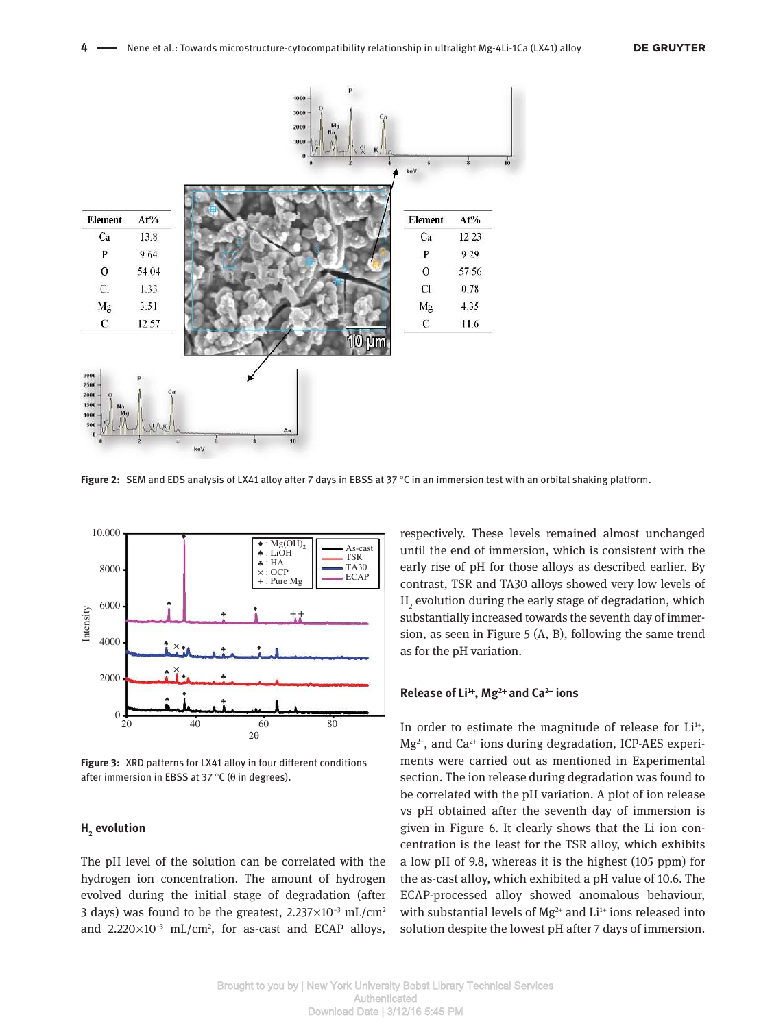| Element | At% |
|---|---|
| Ca | 13.8 |
| P | 9.64 |
| O | 54.04 |
| Cl | 1.33 |
| Mg | 3.51 |
| C | 12.57 |

| Element | At% |
|---|---|
| Ca | 12.23 |
| P | 9.29 |
| O | 57.56 |
| Cl | 0.78 |
| Mg | 4.35 |
| C | 11.6 |

**Figure 2:** SEM and EDS analysis of LX41 alloy after 7 days in EBSS at 37 °C in an immersion test with an orbital shaking platform.

**Figure 3:** XRD patterns for LX41 alloy in four different conditions after immersion in EBSS at 37 °C (θ in degrees).

## $H_2$ evolution

The pH level of the solution can be correlated with the hydrogen ion concentration. The amount of hydrogen evolved during the initial stage of degradation (after 3 days) was found to be the greatest, $2.237\times10^{-3}$ mL/cm$^2$ and $2.220\times10^{-3}$ mL/cm$^2$, for as-cast and ECAP alloys, respectively. These levels remained almost unchanged until the end of immersion, which is consistent with the early rise of pH for those alloys as described earlier. By contrast, TSR and TA30 alloys showed very low levels of $H_2$ evolution during the early stage of degradation, which substantially increased towards the seventh day of immersion, as seen in Figure 5 (A, B), following the same trend as for the pH variation.

## Release of $Li^{1+}$, $Mg^{2+}$ and $Ca^{2+}$ ions

In order to estimate the magnitude of release for $Li^{1+}$, $Mg^{2+}$, and $Ca^{2+}$ ions during degradation, ICP-AES experiments were carried out as mentioned in Experimental section. The ion release during degradation was found to be correlated with the pH variation. A plot of ion release vs pH obtained after the seventh day of immersion is given in Figure 6. It clearly shows that the Li ion concentration is the least for the TSR alloy, which exhibits a low pH of 9.8, whereas it is the highest (105 ppm) for the as-cast alloy, which exhibited a pH value of 10.6. The ECAP-processed alloy showed anomalous behaviour, with substantial levels of $Mg^{2+}$ and $Li^{1+}$ ions released into solution despite the lowest pH after 7 days of immersion.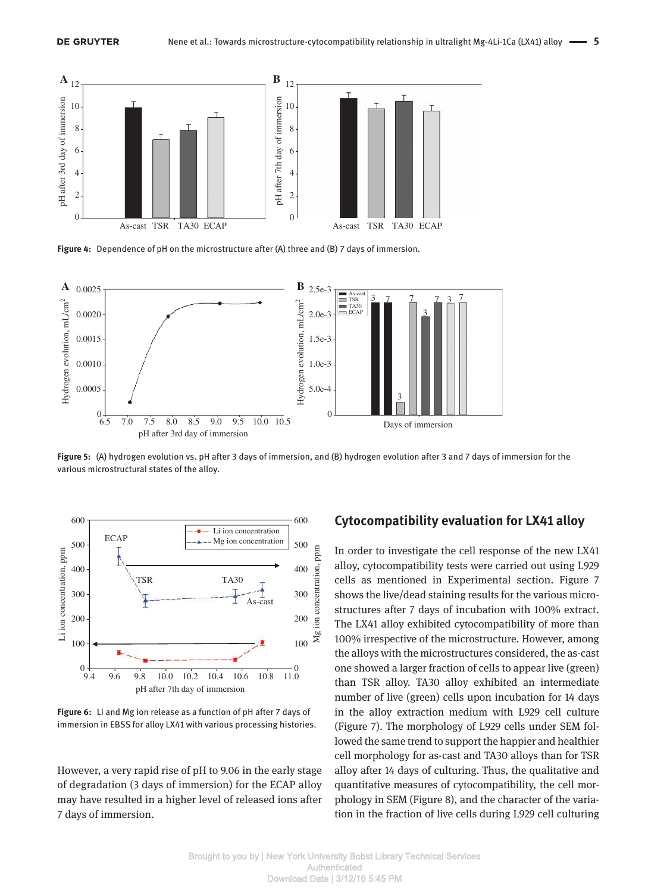Figure 4: Dependence of pH on the microstructure after (A) three and (B) 7 days of immersion.

Figure 5: (A) hydrogen evolution vs. pH after 3 days of immersion, and (B) hydrogen evolution after 3 and 7 days of immersion for the various microstructural states of the alloy.

Figure 6: Li and Mg ion release as a function of pH after 7 days of immersion in EBSS for alloy LX41 with various processing histories.

However, a very rapid rise of pH to 9.06 in the early stage of degradation (3 days of immersion) for the ECAP alloy may have resulted in a higher level of released ions after 7 days of immersion.

## Cytocompatibility evaluation for LX41 alloy

In order to investigate the cell response of the new LX41 alloy, cytocompatibility tests were carried out using L929 cells as mentioned in Experimental section. Figure 7 shows the live/dead staining results for the various microstructures after 7 days of incubation with 100% extract. The LX41 alloy exhibited cytocompatibility of more than 100% irrespective of the microstructure. However, among the alloys with the microstructures considered, the as-cast one showed a larger fraction of cells to appear live (green) than TSR alloy. TA30 alloy exhibited an intermediate number of live (green) cells upon incubation for 14 days in the alloy extraction medium with L929 cell culture (Figure 7). The morphology of L929 cells under SEM followed the same trend to support the happier and healthier cell morphology for as-cast and TA30 alloys than for TSR alloy after 14 days of culturing. Thus, the qualitative and quantitative measures of cytocompatibility, the cell morphology in SEM (Figure 8), and the character of the variation in the fraction of live cells during L929 cell culturing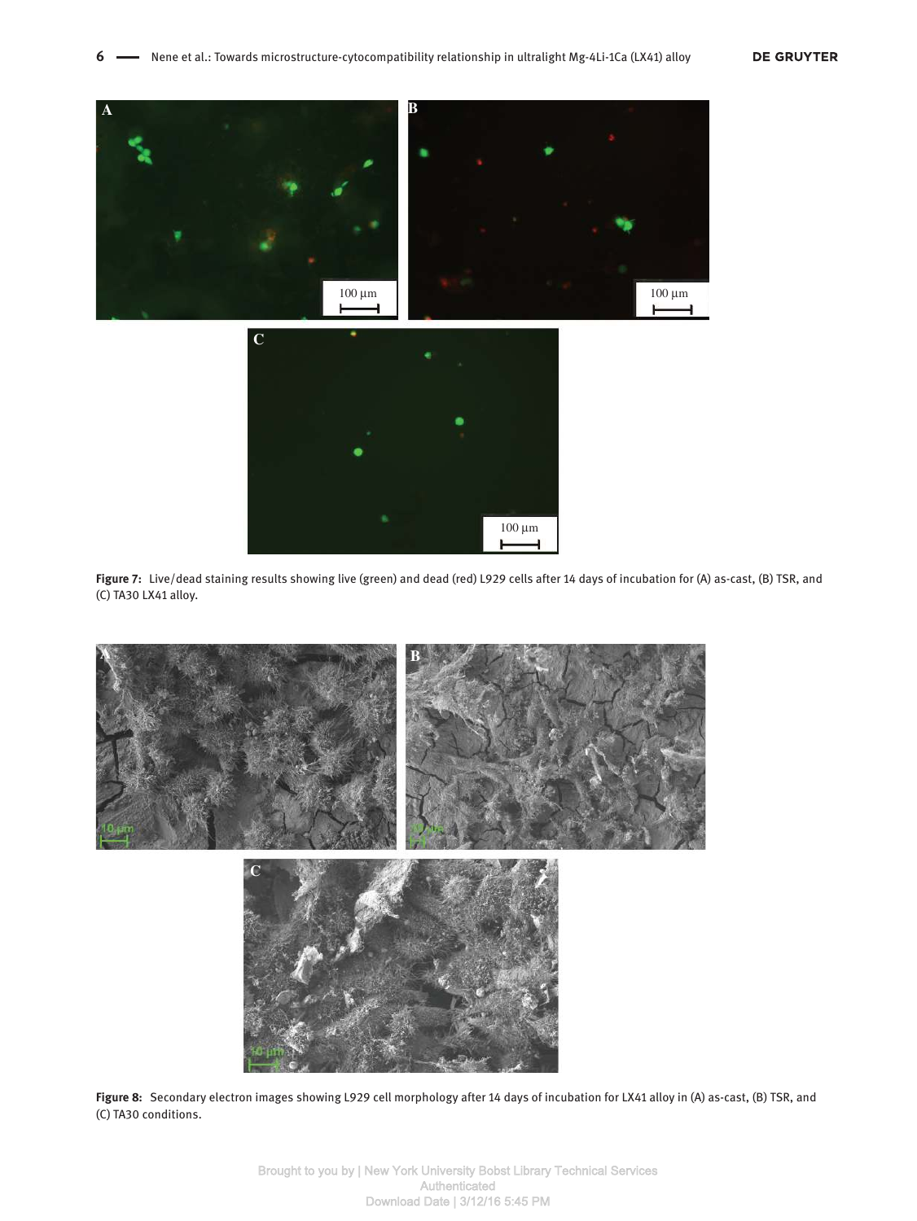**Figure 7:** Live/dead staining results showing live (green) and dead (red) L929 cells after 14 days of incubation for (A) as-cast, (B) TSR, and (C) TA30 LX41 alloy.

**Figure 8:** Secondary electron images showing L929 cell morphology after 14 days of incubation for LX41 alloy in (A) as-cast, (B) TSR, and (C) TA30 conditions.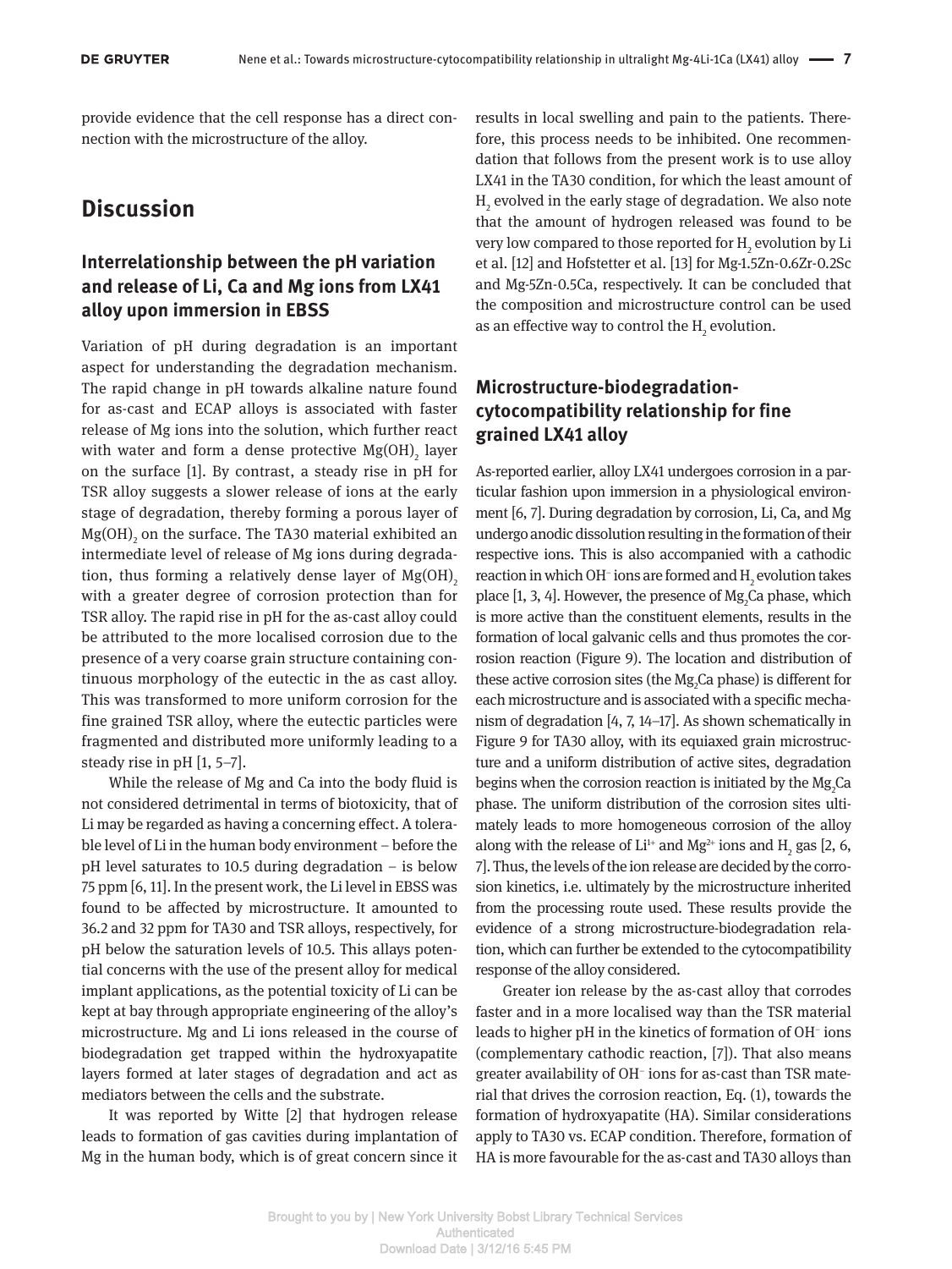provide evidence that the cell response has a direct connection with the microstructure of the alloy.

# Discussion

## Interrelationship between the pH variation and release of Li, Ca and Mg ions from LX41 alloy upon immersion in EBSS

Variation of pH during degradation is an important aspect for understanding the degradation mechanism. The rapid change in pH towards alkaline nature found for as-cast and ECAP alloys is associated with faster release of Mg ions into the solution, which further react with water and form a dense protective $Mg(OH)_2$ layer on the surface [1]. By contrast, a steady rise in pH for TSR alloy suggests a slower release of ions at the early stage of degradation, thereby forming a porous layer of $Mg(OH)_2$ on the surface. The TA30 material exhibited an intermediate level of release of Mg ions during degradation, thus forming a relatively dense layer of $Mg(OH)_2$ with a greater degree of corrosion protection than for TSR alloy. The rapid rise in pH for the as-cast alloy could be attributed to the more localised corrosion due to the presence of a very coarse grain structure containing continuous morphology of the eutectic in the as cast alloy. This was transformed to more uniform corrosion for the fine grained TSR alloy, where the eutectic particles were fragmented and distributed more uniformly leading to a steady rise in pH [1, 5–7].

While the release of Mg and Ca into the body fluid is not considered detrimental in terms of biotoxicity, that of Li may be regarded as having a concerning effect. A tolerable level of Li in the human body environment – before the pH level saturates to 10.5 during degradation – is below 75 ppm [6, 11]. In the present work, the Li level in EBSS was found to be affected by microstructure. It amounted to 36.2 and 32 ppm for TA30 and TSR alloys, respectively, for pH below the saturation levels of 10.5. This allays potential concerns with the use of the present alloy for medical implant applications, as the potential toxicity of Li can be kept at bay through appropriate engineering of the alloy's microstructure. Mg and Li ions released in the course of biodegradation get trapped within the hydroxyapatite layers formed at later stages of degradation and act as mediators between the cells and the substrate.

It was reported by Witte [2] that hydrogen release leads to formation of gas cavities during implantation of Mg in the human body, which is of great concern since it results in local swelling and pain to the patients. Therefore, this process needs to be inhibited. One recommendation that follows from the present work is to use alloy LX41 in the TA30 condition, for which the least amount of $H_2$ evolved in the early stage of degradation. We also note that the amount of hydrogen released was found to be very low compared to those reported for $H_2$ evolution by Li et al. [12] and Hofstetter et al. [13] for Mg-1.5Zn-0.6Zr-0.2Sc and Mg-5Zn-0.5Ca, respectively. It can be concluded that the composition and microstructure control can be used as an effective way to control the $H_2$ evolution.

## Microstructure-biodegradation-cytocompatibility relationship for fine grained LX41 alloy

As-reported earlier, alloy LX41 undergoes corrosion in a particular fashion upon immersion in a physiological environment [6, 7]. During degradation by corrosion, Li, Ca, and Mg undergo anodic dissolution resulting in the formation of their respective ions. This is also accompanied with a cathodic reaction in which $OH^-$ ions are formed and $H_2$ evolution takes place [1, 3, 4]. However, the presence of $Mg_2Ca$ phase, which is more active than the constituent elements, results in the formation of local galvanic cells and thus promotes the corrosion reaction (Figure 9). The location and distribution of these active corrosion sites (the $Mg_2Ca$ phase) is different for each microstructure and is associated with a specific mechanism of degradation [4, 7, 14–17]. As shown schematically in Figure 9 for TA30 alloy, with its equiaxed grain microstructure and a uniform distribution of active sites, degradation begins when the corrosion reaction is initiated by the $Mg_2Ca$ phase. The uniform distribution of the corrosion sites ultimately leads to more homogeneous corrosion of the alloy along with the release of $Li^{1+}$ and $Mg^{2+}$ ions and $H_2$ gas [2, 6, 7]. Thus, the levels of the ion release are decided by the corrosion kinetics, i.e. ultimately by the microstructure inherited from the processing route used. These results provide the evidence of a strong microstructure-biodegradation relation, which can further be extended to the cytocompatibility response of the alloy considered.

Greater ion release by the as-cast alloy that corrodes faster and in a more localised way than the TSR material leads to higher pH in the kinetics of formation of $OH^-$ ions (complementary cathodic reaction, [7]). That also means greater availability of $OH^-$ ions for as-cast than TSR material that drives the corrosion reaction, Eq. (1), towards the formation of hydroxyapatite (HA). Similar considerations apply to TA30 vs. ECAP condition. Therefore, formation of HA is more favourable for the as-cast and TA30 alloys than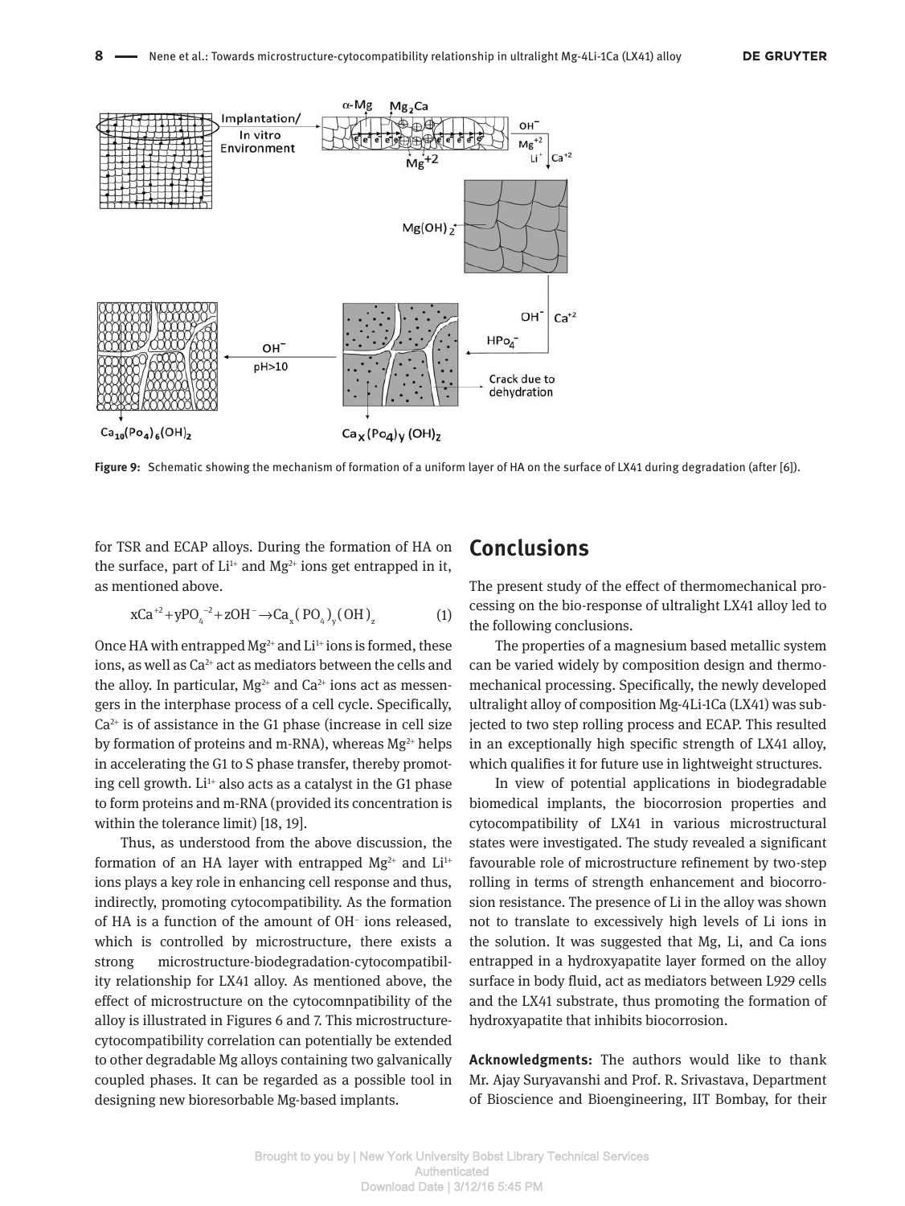Figure 9: Schematic showing the mechanism of formation of a uniform layer of HA on the surface of LX41 during degradation (after [6]).

for TSR and ECAP alloys. During the formation of HA on the surface, part of $Li^{1+}$ and $Mg^{2+}$ ions get entrapped in it, as mentioned above.

$$xCa^{+2} + yPO_4^{-2} + zOH^- \rightarrow Ca_x(PO_4)_y(OH)_z \tag{1}$$

Once HA with entrapped $Mg^{2+}$ and $Li^{1+}$ ions is formed, these ions, as well as $Ca^{2+}$ act as mediators between the cells and the alloy. In particular, $Mg^{2+}$ and $Ca^{2+}$ ions act as messengers in the interphase process of a cell cycle. Specifically, $Ca^{2+}$ is of assistance in the G1 phase (increase in cell size by formation of proteins and m-RNA), whereas $Mg^{2+}$ helps in accelerating the G1 to S phase transfer, thereby promoting cell growth. $Li^{1+}$ also acts as a catalyst in the G1 phase to form proteins and m-RNA (provided its concentration is within the tolerance limit) [18, 19].

Thus, as understood from the above discussion, the formation of an HA layer with entrapped $Mg^{2+}$ and $Li^{1+}$ ions plays a key role in enhancing cell response and thus, indirectly, promoting cytocompatibility. As the formation of HA is a function of the amount of $OH^-$ ions released, which is controlled by microstructure, there exists a strong microstructure-biodegradation-cytocompatibility relationship for LX41 alloy. As mentioned above, the effect of microstructure on the cytocomnpatibility of the alloy is illustrated in Figures 6 and 7. This microstructure-cytocompatibility correlation can potentially be extended to other degradable Mg alloys containing two galvanically coupled phases. It can be regarded as a possible tool in designing new bioresorbable Mg-based implants.

## Conclusions

The present study of the effect of thermomechanical processing on the bio-response of ultralight LX41 alloy led to the following conclusions.

The properties of a magnesium based metallic system can be varied widely by composition design and thermomechanical processing. Specifically, the newly developed ultralight alloy of composition Mg-4Li-1Ca (LX41) was subjected to two step rolling process and ECAP. This resulted in an exceptionally high specific strength of LX41 alloy, which qualifies it for future use in lightweight structures.

In view of potential applications in biodegradable biomedical implants, the biocorrosion properties and cytocompatibility of LX41 in various microstructural states were investigated. The study revealed a significant favourable role of microstructure refinement by two-step rolling in terms of strength enhancement and biocorrosion resistance. The presence of Li in the alloy was shown not to translate to excessively high levels of Li ions in the solution. It was suggested that Mg, Li, and Ca ions entrapped in a hydroxyapatite layer formed on the alloy surface in body fluid, act as mediators between L929 cells and the LX41 substrate, thus promoting the formation of hydroxyapatite that inhibits biocorrosion.

**Acknowledgments:** The authors would like to thank Mr. Ajay Suryavanshi and Prof. R. Srivastava, Department of Bioscience and Bioengineering, IIT Bombay, for their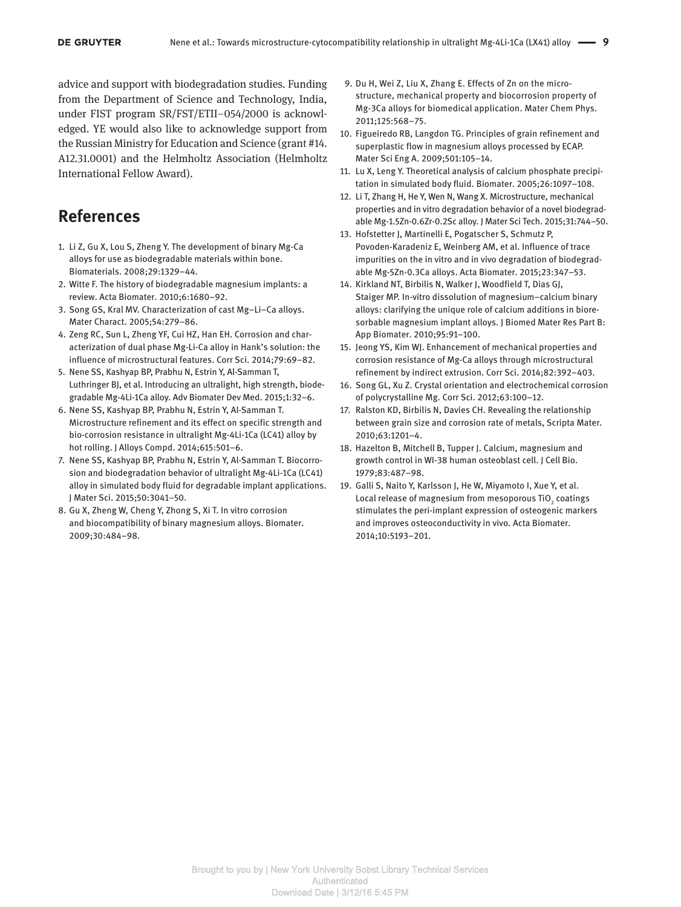advice and support with biodegradation studies. Funding from the Department of Science and Technology, India, under FIST program SR/FST/ETII–054/2000 is acknowledged. YE would also like to acknowledge support from the Russian Ministry for Education and Science (grant #14. A12.31.0001) and the Helmholtz Association (Helmholtz International Fellow Award).

## References

1. Li Z, Gu X, Lou S, Zheng Y. The development of binary Mg-Ca alloys for use as biodegradable materials within bone. Biomaterials. 2008;29:1329–44.
2. Witte F. The history of biodegradable magnesium implants: a review. Acta Biomater. 2010;6:1680–92.
3. Song GS, Kral MV. Characterization of cast Mg–Li–Ca alloys. Mater Charact. 2005;54:279–86.
4. Zeng RC, Sun L, Zheng YF, Cui HZ, Han EH. Corrosion and characterization of dual phase Mg-Li-Ca alloy in Hank's solution: the influence of microstructural features. Corr Sci. 2014;79:69–82.
5. Nene SS, Kashyap BP, Prabhu N, Estrin Y, Al-Samman T, Luthringer BJ, et al. Introducing an ultralight, high strength, biodegradable Mg-4Li-1Ca alloy. Adv Biomater Dev Med. 2015;1:32–6.
6. Nene SS, Kashyap BP, Prabhu N, Estrin Y, Al-Samman T. Microstructure refinement and its effect on specific strength and bio-corrosion resistance in ultralight Mg-4Li-1Ca (LC41) alloy by hot rolling. J Alloys Compd. 2014;615:501–6.
7. Nene SS, Kashyap BP, Prabhu N, Estrin Y, Al-Samman T. Biocorrosion and biodegradation behavior of ultralight Mg-4Li-1Ca (LC41) alloy in simulated body fluid for degradable implant applications. J Mater Sci. 2015;50:3041–50.
8. Gu X, Zheng W, Cheng Y, Zhong S, Xi T. In vitro corrosion and biocompatibility of binary magnesium alloys. Biomater. 2009;30:484–98.
9. Du H, Wei Z, Liu X, Zhang E. Effects of Zn on the microstructure, mechanical property and biocorrosion property of Mg-3Ca alloys for biomedical application. Mater Chem Phys. 2011;125:568–75.
10. Figueiredo RB, Langdon TG. Principles of grain refinement and superplastic flow in magnesium alloys processed by ECAP. Mater Sci Eng A. 2009;501:105–14.
11. Lu X, Leng Y. Theoretical analysis of calcium phosphate precipitation in simulated body fluid. Biomater. 2005;26:1097–108.
12. Li T, Zhang H, He Y, Wen N, Wang X. Microstructure, mechanical properties and in vitro degradation behavior of a novel biodegradable Mg-1.5Zn-0.6Zr-0.2Sc alloy. J Mater Sci Tech. 2015;31:744–50.
13. Hofstetter J, Martinelli E, Pogatscher S, Schmutz P, Povoden-Karadeniz E, Weinberg AM, et al. Influence of trace impurities on the in vitro and in vivo degradation of biodegradable Mg-5Zn-0.3Ca alloys. Acta Biomater. 2015;23:347–53.
14. Kirkland NT, Birbilis N, Walker J, Woodfield T, Dias GJ, Staiger MP. In-vitro dissolution of magnesium–calcium binary alloys: clarifying the unique role of calcium additions in bioresorbable magnesium implant alloys. J Biomed Mater Res Part B: App Biomater. 2010;95:91–100.
15. Jeong YS, Kim WJ. Enhancement of mechanical properties and corrosion resistance of Mg-Ca alloys through microstructural refinement by indirect extrusion. Corr Sci. 2014;82:392–403.
16. Song GL, Xu Z. Crystal orientation and electrochemical corrosion of polycrystalline Mg. Corr Sci. 2012;63:100–12.
17. Ralston KD, Birbilis N, Davies CH. Revealing the relationship between grain size and corrosion rate of metals, Scripta Mater. 2010;63:1201–4.
18. Hazelton B, Mitchell B, Tupper J. Calcium, magnesium and growth control in WI-38 human osteoblast cell. J Cell Bio. 1979;83:487–98.
19. Galli S, Naito Y, Karlsson J, He W, Miyamoto I, Xue Y, et al. Local release of magnesium from mesoporous $TiO_2$ coatings stimulates the peri-implant expression of osteogenic markers and improves osteoconductivity in vivo. Acta Biomater. 2014;10:5193–201.